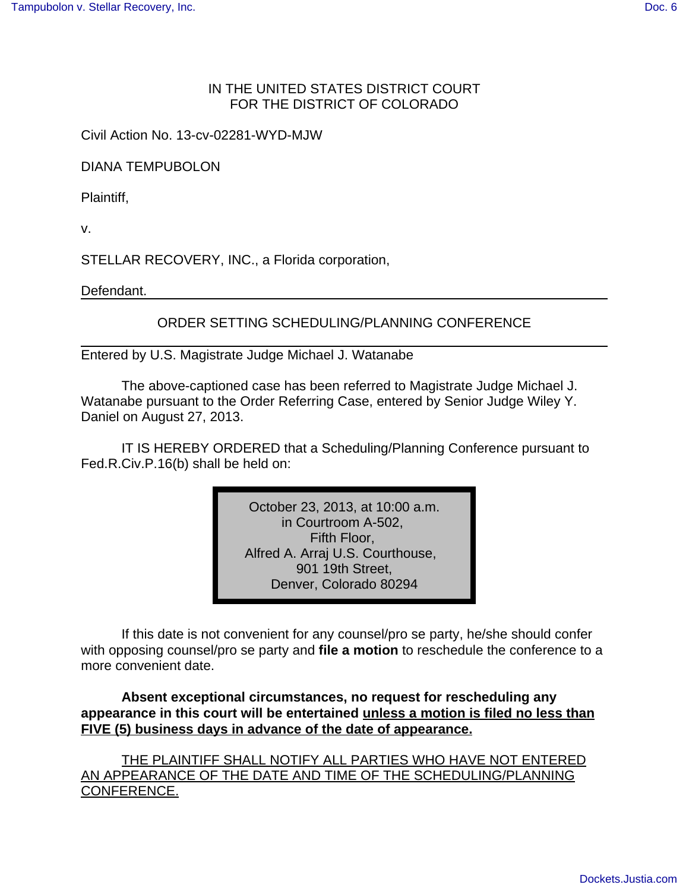IN THE UNITED STATES DISTRICT COURT
FOR THE DISTRICT OF COLORADO

Civil Action No. 13-cv-02281-WYD-MJW

DIANA TEMPUBOLON

Plaintiff,

v.

STELLAR RECOVERY, INC., a Florida corporation,

Defendant.

---

ORDER SETTING SCHEDULING/PLANNING CONFERENCE

---

Entered by U.S. Magistrate Judge Michael J. Watanabe

The above-captioned case has been referred to Magistrate Judge Michael J. Watanabe pursuant to the Order Referring Case, entered by Senior Judge Wiley Y. Daniel on August 27, 2013.

IT IS HEREBY ORDERED that a Scheduling/Planning Conference pursuant to Fed.R.Civ.P.16(b) shall be held on:

> October 23, 2013, at 10:00 a.m.
> in Courtroom A-502,
> Fifth Floor,
> Alfred A. Arraj U.S. Courthouse,
> 901 19th Street,
> Denver, Colorado 80294

If this date is not convenient for any counsel/pro se party, he/she should confer with opposing counsel/pro se party and **file a motion** to reschedule the conference to a more convenient date.

**Absent exceptional circumstances, no request for rescheduling any appearance in this court will be entertained unless a motion is filed no less than FIVE (5) business days in advance of the date of appearance.**

THE PLAINTIFF SHALL NOTIFY ALL PARTIES WHO HAVE NOT ENTERED AN APPEARANCE OF THE DATE AND TIME OF THE SCHEDULING/PLANNING CONFERENCE.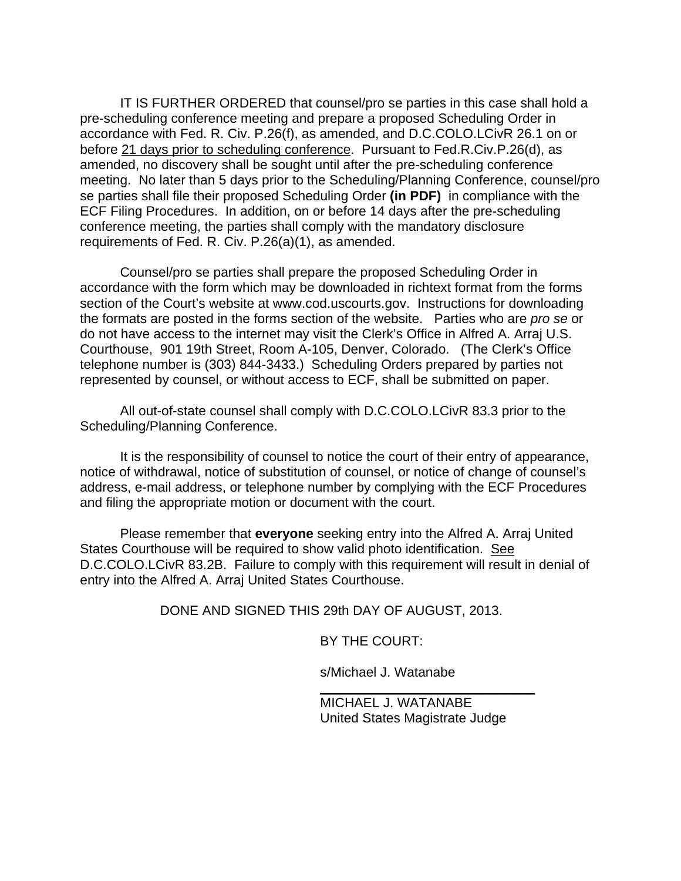IT IS FURTHER ORDERED that counsel/pro se parties in this case shall hold a pre-scheduling conference meeting and prepare a proposed Scheduling Order in accordance with Fed. R. Civ. P.26(f), as amended, and D.C.COLO.LCivR 26.1 on or before 21 days prior to scheduling conference. Pursuant to Fed.R.Civ.P.26(d), as amended, no discovery shall be sought until after the pre-scheduling conference meeting. No later than 5 days prior to the Scheduling/Planning Conference, counsel/pro se parties shall file their proposed Scheduling Order **(in PDF)** in compliance with the ECF Filing Procedures. In addition, on or before 14 days after the pre-scheduling conference meeting, the parties shall comply with the mandatory disclosure requirements of Fed. R. Civ. P.26(a)(1), as amended.

Counsel/pro se parties shall prepare the proposed Scheduling Order in accordance with the form which may be downloaded in richtext format from the forms section of the Court's website at www.cod.uscourts.gov. Instructions for downloading the formats are posted in the forms section of the website. Parties who are *pro se* or do not have access to the internet may visit the Clerk's Office in Alfred A. Arraj U.S. Courthouse, 901 19th Street, Room A-105, Denver, Colorado. (The Clerk's Office telephone number is (303) 844-3433.) Scheduling Orders prepared by parties not represented by counsel, or without access to ECF, shall be submitted on paper.

All out-of-state counsel shall comply with D.C.COLO.LCivR 83.3 prior to the Scheduling/Planning Conference.

It is the responsibility of counsel to notice the court of their entry of appearance, notice of withdrawal, notice of substitution of counsel, or notice of change of counsel's address, e-mail address, or telephone number by complying with the ECF Procedures and filing the appropriate motion or document with the court.

Please remember that **everyone** seeking entry into the Alfred A. Arraj United States Courthouse will be required to show valid photo identification. See D.C.COLO.LCivR 83.2B. Failure to comply with this requirement will result in denial of entry into the Alfred A. Arraj United States Courthouse.

DONE AND SIGNED THIS 29th DAY OF AUGUST, 2013.

BY THE COURT:

s/Michael J. Watanabe

MICHAEL J. WATANABE
United States Magistrate Judge